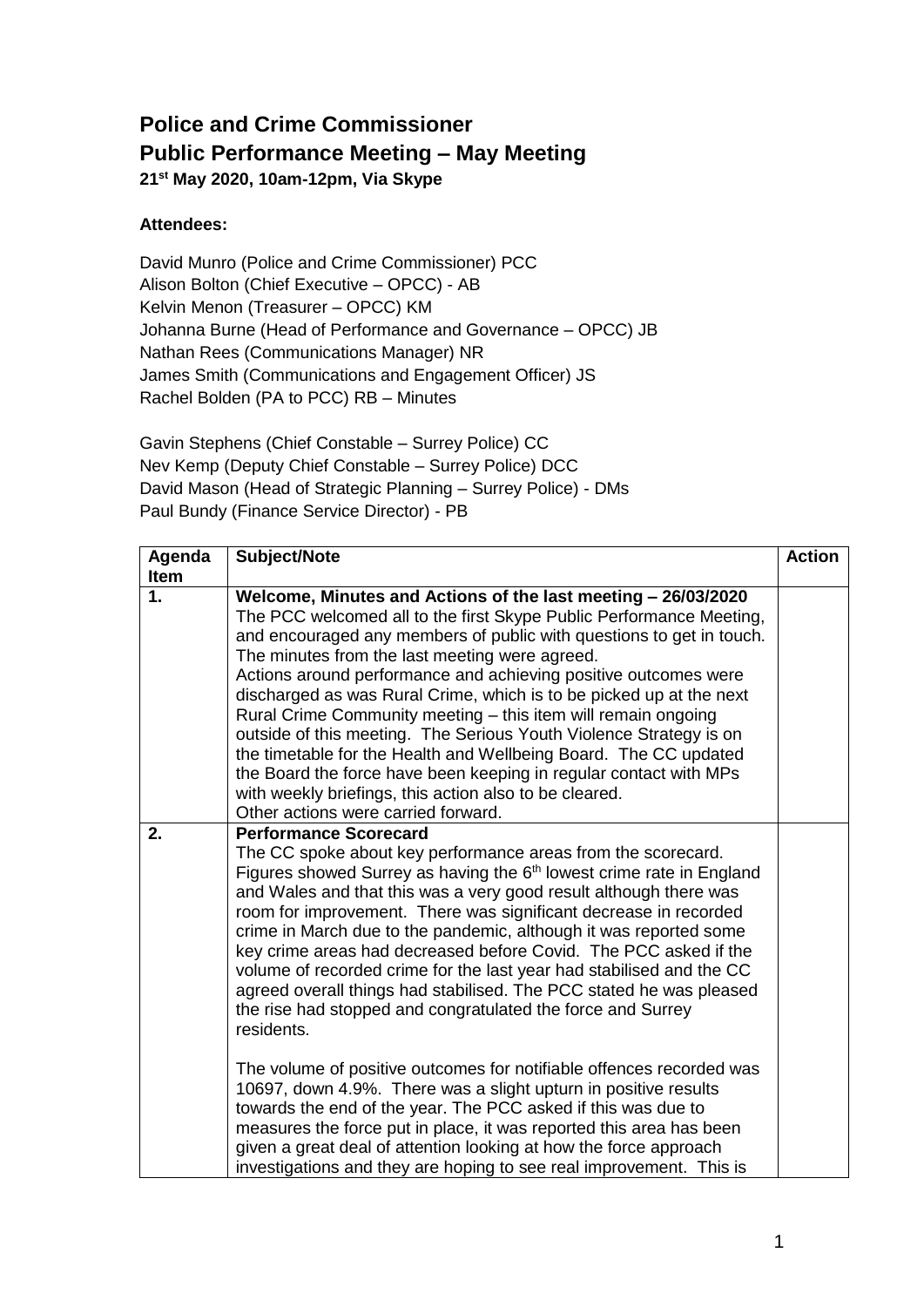# Police and Crime Commissioner

## Public Performance Meeting – May Meeting

**21st May 2020, 10am-12pm, Via Skype**

**Attendees:**

David Munro (Police and Crime Commissioner) PCC
Alison Bolton (Chief Executive – OPCC) - AB
Kelvin Menon (Treasurer – OPCC) KM
Johanna Burne (Head of Performance and Governance – OPCC) JB
Nathan Rees (Communications Manager) NR
James Smith (Communications and Engagement Officer) JS
Rachel Bolden (PA to PCC) RB – Minutes

Gavin Stephens (Chief Constable – Surrey Police) CC
Nev Kemp (Deputy Chief Constable – Surrey Police) DCC
David Mason (Head of Strategic Planning – Surrey Police) - DMs
Paul Bundy (Finance Service Director) - PB

| Agenda Item | Subject/Note | Action |
|---|---|---|
| **1.** | **Welcome, Minutes and Actions of the last meeting – 26/03/2020**<br>The PCC welcomed all to the first Skype Public Performance Meeting, and encouraged any members of public with questions to get in touch. The minutes from the last meeting were agreed.<br>Actions around performance and achieving positive outcomes were discharged as was Rural Crime, which is to be picked up at the next Rural Crime Community meeting – this item will remain ongoing outside of this meeting. The Serious Youth Violence Strategy is on the timetable for the Health and Wellbeing Board. The CC updated the Board the force have been keeping in regular contact with MPs with weekly briefings, this action also to be cleared.<br>Other actions were carried forward. | |
| **2.** | **Performance Scorecard**<br>The CC spoke about key performance areas from the scorecard. Figures showed Surrey as having the 6th lowest crime rate in England and Wales and that this was a very good result although there was room for improvement. There was significant decrease in recorded crime in March due to the pandemic, although it was reported some key crime areas had decreased before Covid. The PCC asked if the volume of recorded crime for the last year had stabilised and the CC agreed overall things had stabilised. The PCC stated he was pleased the rise had stopped and congratulated the force and Surrey residents.<br><br>The volume of positive outcomes for notifiable offences recorded was 10697, down 4.9%. There was a slight upturn in positive results towards the end of the year. The PCC asked if this was due to measures the force put in place, it was reported this area has been given a great deal of attention looking at how the force approach investigations and they are hoping to see real improvement. This is | |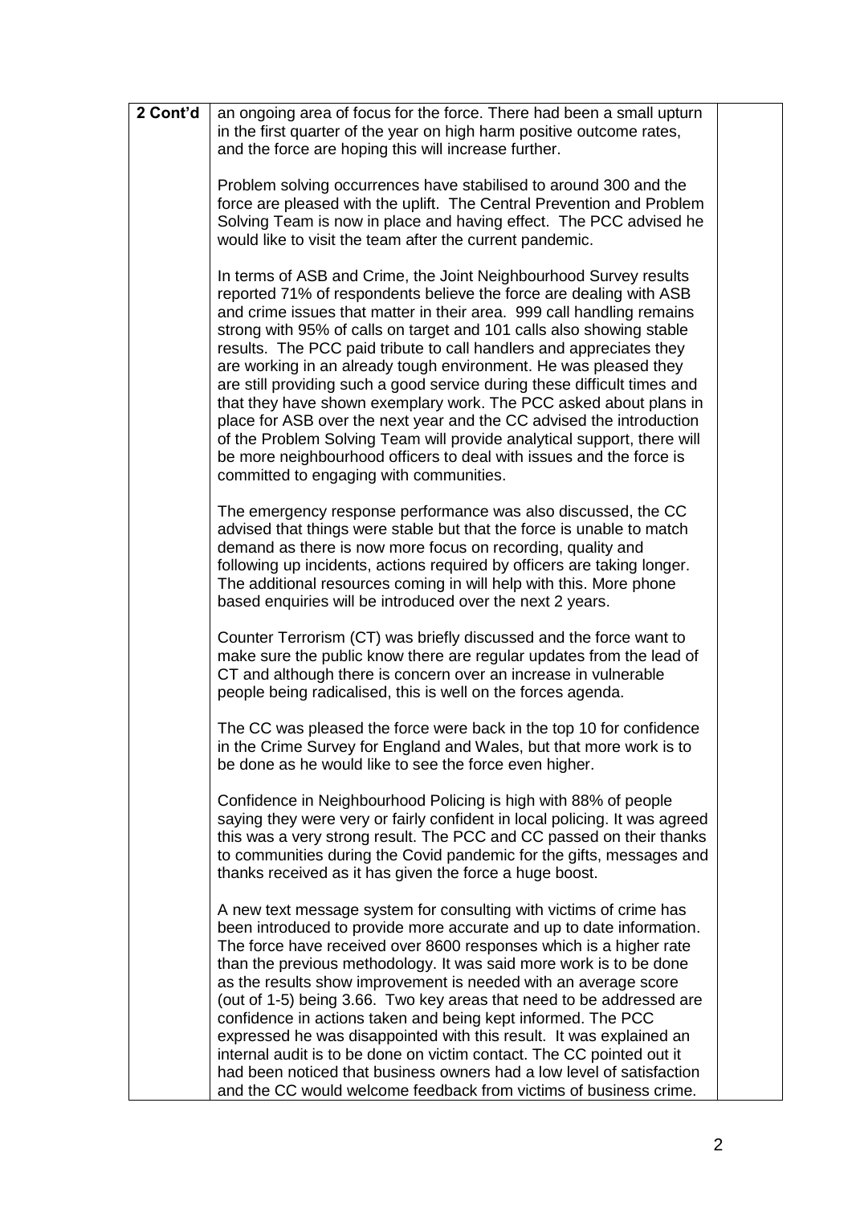| 2 Cont'd | an ongoing area of focus for the force. There had been a small upturn in the first quarter of the year on high harm positive outcome rates, and the force are hoping this will increase further.<br><br>Problem solving occurrences have stabilised to around 300 and the force are pleased with the uplift. The Central Prevention and Problem Solving Team is now in place and having effect. The PCC advised he would like to visit the team after the current pandemic.<br><br>In terms of ASB and Crime, the Joint Neighbourhood Survey results reported 71% of respondents believe the force are dealing with ASB and crime issues that matter in their area. 999 call handling remains strong with 95% of calls on target and 101 calls also showing stable results. The PCC paid tribute to call handlers and appreciates they are working in an already tough environment. He was pleased they are still providing such a good service during these difficult times and that they have shown exemplary work. The PCC asked about plans in place for ASB over the next year and the CC advised the introduction of the Problem Solving Team will provide analytical support, there will be more neighbourhood officers to deal with issues and the force is committed to engaging with communities.<br><br>The emergency response performance was also discussed, the CC advised that things were stable but that the force is unable to match demand as there is now more focus on recording, quality and following up incidents, actions required by officers are taking longer. The additional resources coming in will help with this. More phone based enquiries will be introduced over the next 2 years.<br><br>Counter Terrorism (CT) was briefly discussed and the force want to make sure the public know there are regular updates from the lead of CT and although there is concern over an increase in vulnerable people being radicalised, this is well on the forces agenda.<br><br>The CC was pleased the force were back in the top 10 for confidence in the Crime Survey for England and Wales, but that more work is to be done as he would like to see the force even higher.<br><br>Confidence in Neighbourhood Policing is high with 88% of people saying they were very or fairly confident in local policing. It was agreed this was a very strong result. The PCC and CC passed on their thanks to communities during the Covid pandemic for the gifts, messages and thanks received as it has given the force a huge boost.<br><br>A new text message system for consulting with victims of crime has been introduced to provide more accurate and up to date information. The force have received over 8600 responses which is a higher rate than the previous methodology. It was said more work is to be done as the results show improvement is needed with an average score (out of 1-5) being 3.66. Two key areas that need to be addressed are confidence in actions taken and being kept informed. The PCC expressed he was disappointed with this result. It was explained an internal audit is to be done on victim contact. The CC pointed out it had been noticed that business owners had a low level of satisfaction and the CC would welcome feedback from victims of business crime. | |
|---|---|---|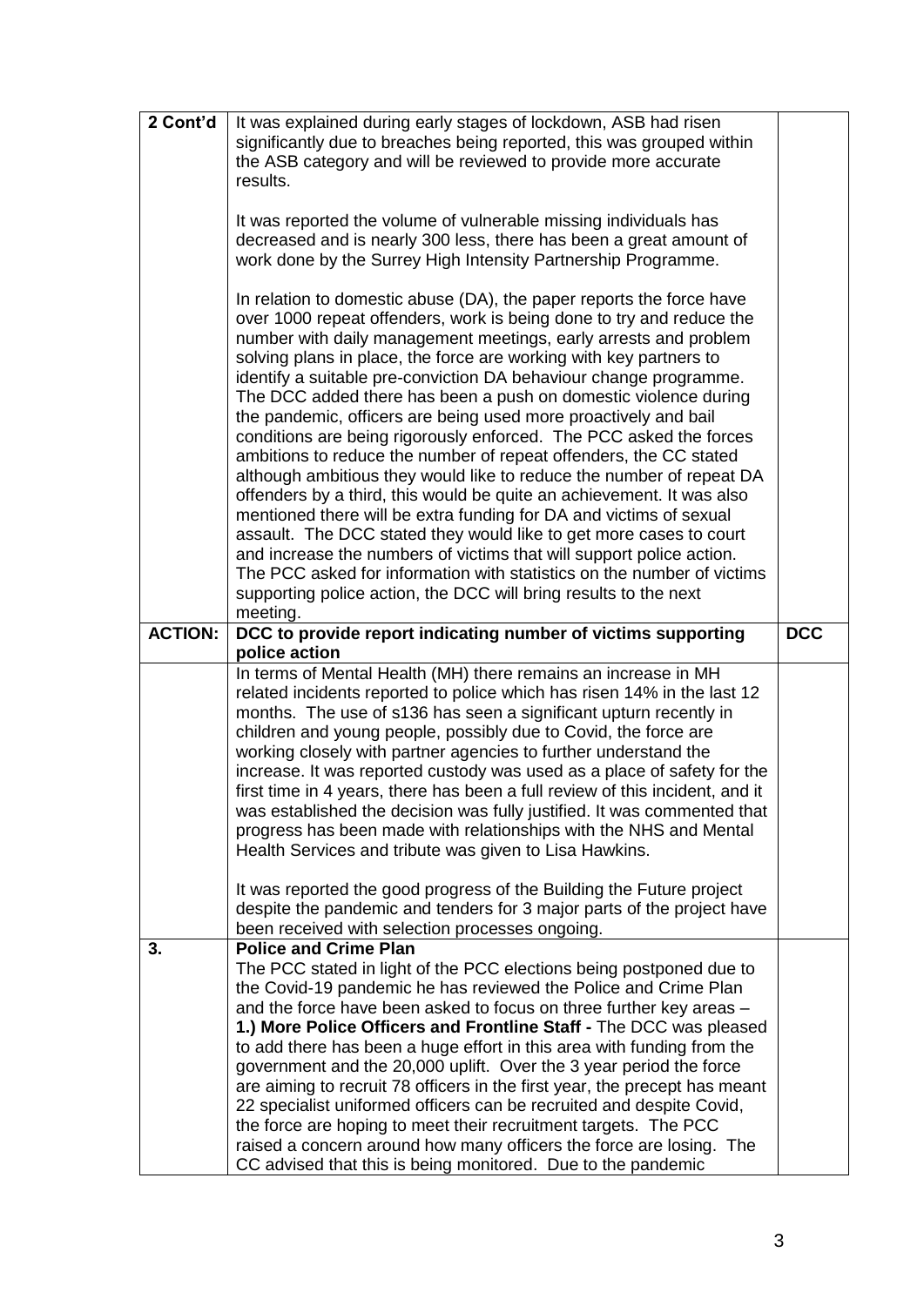| 2 Cont'd | It was explained during early stages of lockdown, ASB had risen significantly due to breaches being reported, this was grouped within the ASB category and will be reviewed to provide more accurate results.<br><br>It was reported the volume of vulnerable missing individuals has decreased and is nearly 300 less, there has been a great amount of work done by the Surrey High Intensity Partnership Programme.<br><br>In relation to domestic abuse (DA), the paper reports the force have over 1000 repeat offenders, work is being done to try and reduce the number with daily management meetings, early arrests and problem solving plans in place, the force are working with key partners to identify a suitable pre-conviction DA behaviour change programme. The DCC added there has been a push on domestic violence during the pandemic, officers are being used more proactively and bail conditions are being rigorously enforced. The PCC asked the forces ambitions to reduce the number of repeat offenders, the CC stated although ambitious they would like to reduce the number of repeat DA offenders by a third, this would be quite an achievement. It was also mentioned there will be extra funding for DA and victims of sexual assault. The DCC stated they would like to get more cases to court and increase the numbers of victims that will support police action. The PCC asked for information with statistics on the number of victims supporting police action, the DCC will bring results to the next meeting. | |
|---|---|---|
| **ACTION:** | **DCC to provide report indicating number of victims supporting police action** | **DCC** |
| | In terms of Mental Health (MH) there remains an increase in MH related incidents reported to police which has risen 14% in the last 12 months. The use of s136 has seen a significant upturn recently in children and young people, possibly due to Covid, the force are working closely with partner agencies to further understand the increase. It was reported custody was used as a place of safety for the first time in 4 years, there has been a full review of this incident, and it was established the decision was fully justified. It was commented that progress has been made with relationships with the NHS and Mental Health Services and tribute was given to Lisa Hawkins.<br><br>It was reported the good progress of the Building the Future project despite the pandemic and tenders for 3 major parts of the project have been received with selection processes ongoing. | |
| **3.** | **Police and Crime Plan**<br>The PCC stated in light of the PCC elections being postponed due to the Covid-19 pandemic he has reviewed the Police and Crime Plan and the force have been asked to focus on three further key areas –<br>**1.) More Police Officers and Frontline Staff -** The DCC was pleased to add there has been a huge effort in this area with funding from the government and the 20,000 uplift. Over the 3 year period the force are aiming to recruit 78 officers in the first year, the precept has meant 22 specialist uniformed officers can be recruited and despite Covid, the force are hoping to meet their recruitment targets. The PCC raised a concern around how many officers the force are losing. The CC advised that this is being monitored. Due to the pandemic | |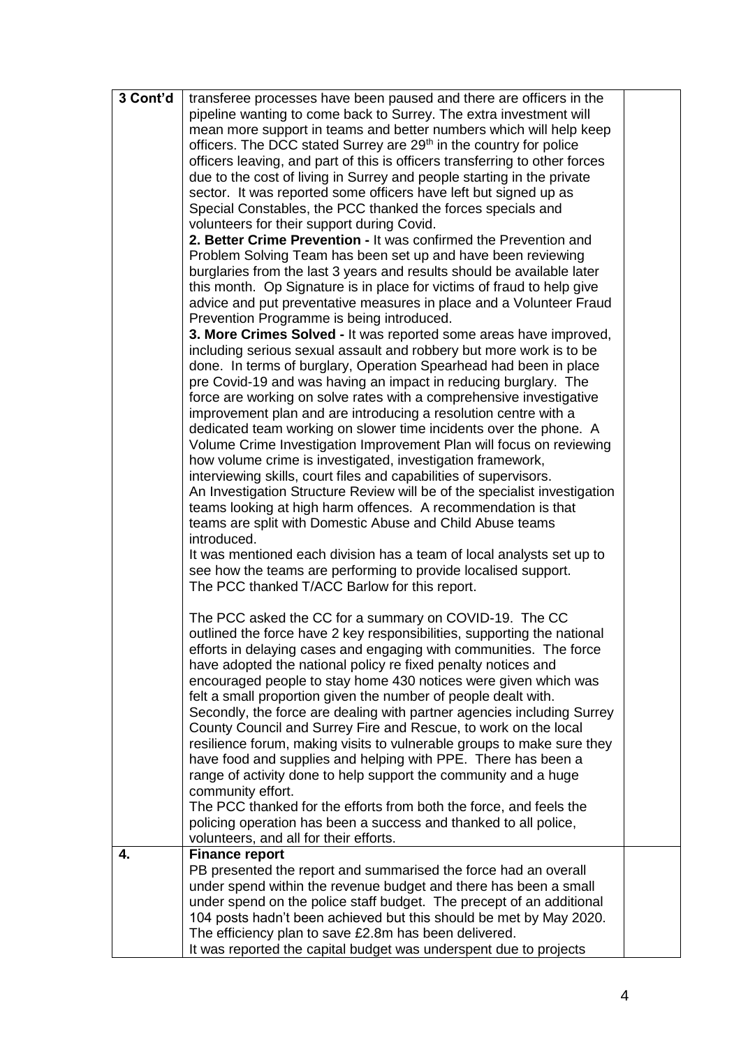| 3 Cont'd | transferee processes have been paused and there are officers in the pipeline wanting to come back to Surrey. The extra investment will mean more support in teams and better numbers which will help keep officers. The DCC stated Surrey are 29th in the country for police officers leaving, and part of this is officers transferring to other forces due to the cost of living in Surrey and people starting in the private sector. It was reported some officers have left but signed up as Special Constables, the PCC thanked the forces specials and volunteers for their support during Covid.<br>**2. Better Crime Prevention -** It was confirmed the Prevention and Problem Solving Team has been set up and have been reviewing burglaries from the last 3 years and results should be available later this month. Op Signature is in place for victims of fraud to help give advice and put preventative measures in place and a Volunteer Fraud Prevention Programme is being introduced.<br>**3. More Crimes Solved -** It was reported some areas have improved, including serious sexual assault and robbery but more work is to be done. In terms of burglary, Operation Spearhead had been in place pre Covid-19 and was having an impact in reducing burglary. The force are working on solve rates with a comprehensive investigative improvement plan and are introducing a resolution centre with a dedicated team working on slower time incidents over the phone. A Volume Crime Investigation Improvement Plan will focus on reviewing how volume crime is investigated, investigation framework, interviewing skills, court files and capabilities of supervisors.<br>An Investigation Structure Review will be of the specialist investigation teams looking at high harm offences. A recommendation is that teams are split with Domestic Abuse and Child Abuse teams introduced.<br>It was mentioned each division has a team of local analysts set up to see how the teams are performing to provide localised support.<br>The PCC thanked T/ACC Barlow for this report.<br><br>The PCC asked the CC for a summary on COVID-19. The CC outlined the force have 2 key responsibilities, supporting the national efforts in delaying cases and engaging with communities. The force have adopted the national policy re fixed penalty notices and encouraged people to stay home 430 notices were given which was felt a small proportion given the number of people dealt with.<br>Secondly, the force are dealing with partner agencies including Surrey County Council and Surrey Fire and Rescue, to work on the local resilience forum, making visits to vulnerable groups to make sure they have food and supplies and helping with PPE. There has been a range of activity done to help support the community and a huge community effort.<br>The PCC thanked for the efforts from both the force, and feels the policing operation has been a success and thanked to all police, volunteers, and all for their efforts. | |
|---|---|---|
| **4.** | **Finance report**<br>PB presented the report and summarised the force had an overall under spend within the revenue budget and there has been a small under spend on the police staff budget. The precept of an additional 104 posts hadn't been achieved but this should be met by May 2020. The efficiency plan to save £2.8m has been delivered.<br>It was reported the capital budget was underspent due to projects | |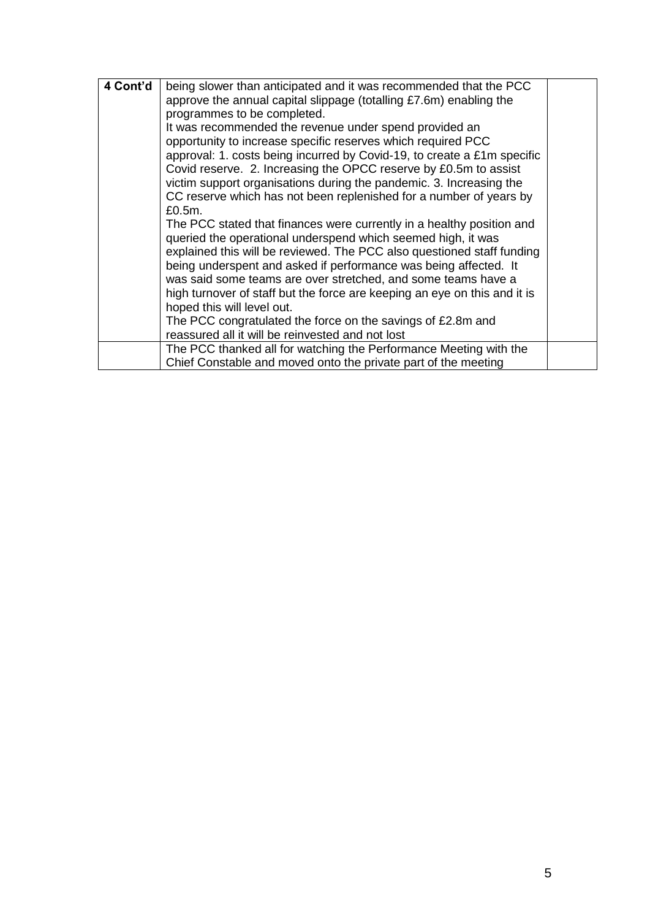| | | |
|---|---|---|
| **4 Cont'd** | being slower than anticipated and it was recommended that the PCC approve the annual capital slippage (totalling £7.6m) enabling the programmes to be completed.<br>It was recommended the revenue under spend provided an opportunity to increase specific reserves which required PCC approval: 1. costs being incurred by Covid-19, to create a £1m specific Covid reserve. 2. Increasing the OPCC reserve by £0.5m to assist victim support organisations during the pandemic. 3. Increasing the CC reserve which has not been replenished for a number of years by £0.5m.<br>The PCC stated that finances were currently in a healthy position and queried the operational underspend which seemed high, it was explained this will be reviewed. The PCC also questioned staff funding being underspent and asked if performance was being affected. It was said some teams are over stretched, and some teams have a high turnover of staff but the force are keeping an eye on this and it is hoped this will level out.<br>The PCC congratulated the force on the savings of £2.8m and reassured all it will be reinvested and not lost | |
| | The PCC thanked all for watching the Performance Meeting with the Chief Constable and moved onto the private part of the meeting | |